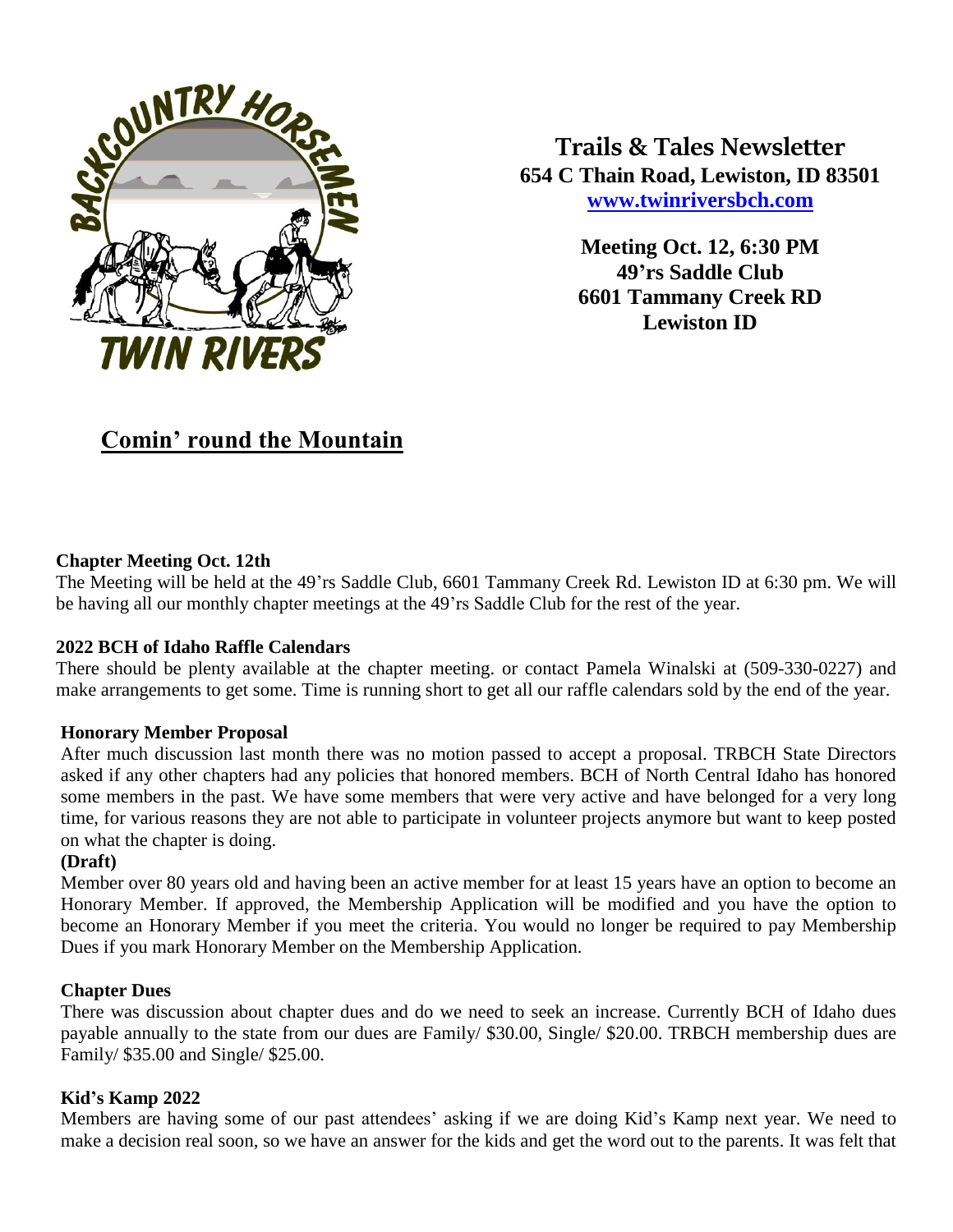# Trails & Tales Newsletter

**654 C Thain Road, Lewiston, ID 83501**
**[www.twinriversbch.com](http://www.twinriversbch.com)**

**Meeting Oct. 12, 6:30 PM**
**49'rs Saddle Club**
**6601 Tammany Creek RD**
**Lewiston ID**

## Comin' round the Mountain

### Chapter Meeting Oct. 12th

The Meeting will be held at the 49'rs Saddle Club, 6601 Tammany Creek Rd. Lewiston ID at 6:30 pm. We will be having all our monthly chapter meetings at the 49'rs Saddle Club for the rest of the year.

### 2022 BCH of Idaho Raffle Calendars

There should be plenty available at the chapter meeting. or contact Pamela Winalski at (509-330-0227) and make arrangements to get some. Time is running short to get all our raffle calendars sold by the end of the year.

### Honorary Member Proposal

After much discussion last month there was no motion passed to accept a proposal. TRBCH State Directors asked if any other chapters had any policies that honored members. BCH of North Central Idaho has honored some members in the past. We have some members that were very active and have belonged for a very long time, for various reasons they are not able to participate in volunteer projects anymore but want to keep posted on what the chapter is doing.

**(Draft)**

Member over 80 years old and having been an active member for at least 15 years have an option to become an Honorary Member. If approved, the Membership Application will be modified and you have the option to become an Honorary Member if you meet the criteria. You would no longer be required to pay Membership Dues if you mark Honorary Member on the Membership Application.

### Chapter Dues

There was discussion about chapter dues and do we need to seek an increase. Currently BCH of Idaho dues payable annually to the state from our dues are Family/ $30.00, Single/ $20.00. TRBCH membership dues are Family/ $35.00 and Single/ $25.00.

### Kid's Kamp 2022

Members are having some of our past attendees' asking if we are doing Kid's Kamp next year. We need to make a decision real soon, so we have an answer for the kids and get the word out to the parents. It was felt that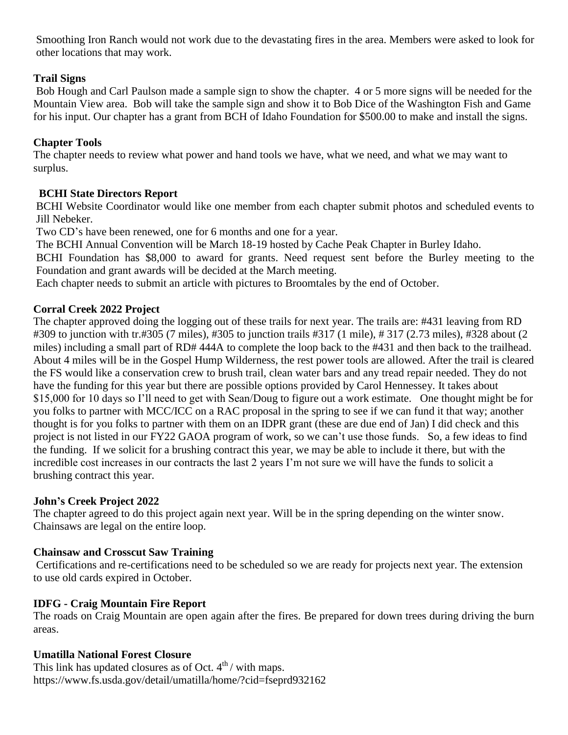Smoothing Iron Ranch would not work due to the devastating fires in the area. Members were asked to look for other locations that may work.

**Trail Signs**

Bob Hough and Carl Paulson made a sample sign to show the chapter. 4 or 5 more signs will be needed for the Mountain View area. Bob will take the sample sign and show it to Bob Dice of the Washington Fish and Game for his input. Our chapter has a grant from BCH of Idaho Foundation for $500.00 to make and install the signs.

**Chapter Tools**

The chapter needs to review what power and hand tools we have, what we need, and what we may want to surplus.

**BCHI State Directors Report**

BCHI Website Coordinator would like one member from each chapter submit photos and scheduled events to Jill Nebeker.

Two CD's have been renewed, one for 6 months and one for a year.

The BCHI Annual Convention will be March 18-19 hosted by Cache Peak Chapter in Burley Idaho.

BCHI Foundation has $8,000 to award for grants. Need request sent before the Burley meeting to the Foundation and grant awards will be decided at the March meeting.

Each chapter needs to submit an article with pictures to Broomtales by the end of October.

**Corral Creek 2022 Project**

The chapter approved doing the logging out of these trails for next year. The trails are: #431 leaving from RD #309 to junction with tr.#305 (7 miles), #305 to junction trails #317 (1 mile), # 317 (2.73 miles), #328 about (2 miles) including a small part of RD# 444A to complete the loop back to the #431 and then back to the trailhead. About 4 miles will be in the Gospel Hump Wilderness, the rest power tools are allowed. After the trail is cleared the FS would like a conservation crew to brush trail, clean water bars and any tread repair needed. They do not have the funding for this year but there are possible options provided by Carol Hennessey. It takes about $15,000 for 10 days so I'll need to get with Sean/Doug to figure out a work estimate. One thought might be for you folks to partner with MCC/ICC on a RAC proposal in the spring to see if we can fund it that way; another thought is for you folks to partner with them on an IDPR grant (these are due end of Jan) I did check and this project is not listed in our FY22 GAOA program of work, so we can't use those funds. So, a few ideas to find the funding. If we solicit for a brushing contract this year, we may be able to include it there, but with the incredible cost increases in our contracts the last 2 years I'm not sure we will have the funds to solicit a brushing contract this year.

**John's Creek Project 2022**

The chapter agreed to do this project again next year. Will be in the spring depending on the winter snow. Chainsaws are legal on the entire loop.

**Chainsaw and Crosscut Saw Training**

Certifications and re-certifications need to be scheduled so we are ready for projects next year. The extension to use old cards expired in October.

**IDFG - Craig Mountain Fire Report**

The roads on Craig Mountain are open again after the fires. Be prepared for down trees during driving the burn areas.

**Umatilla National Forest Closure**

This link has updated closures as of Oct. 4th / with maps.
https://www.fs.usda.gov/detail/umatilla/home/?cid=fseprd932162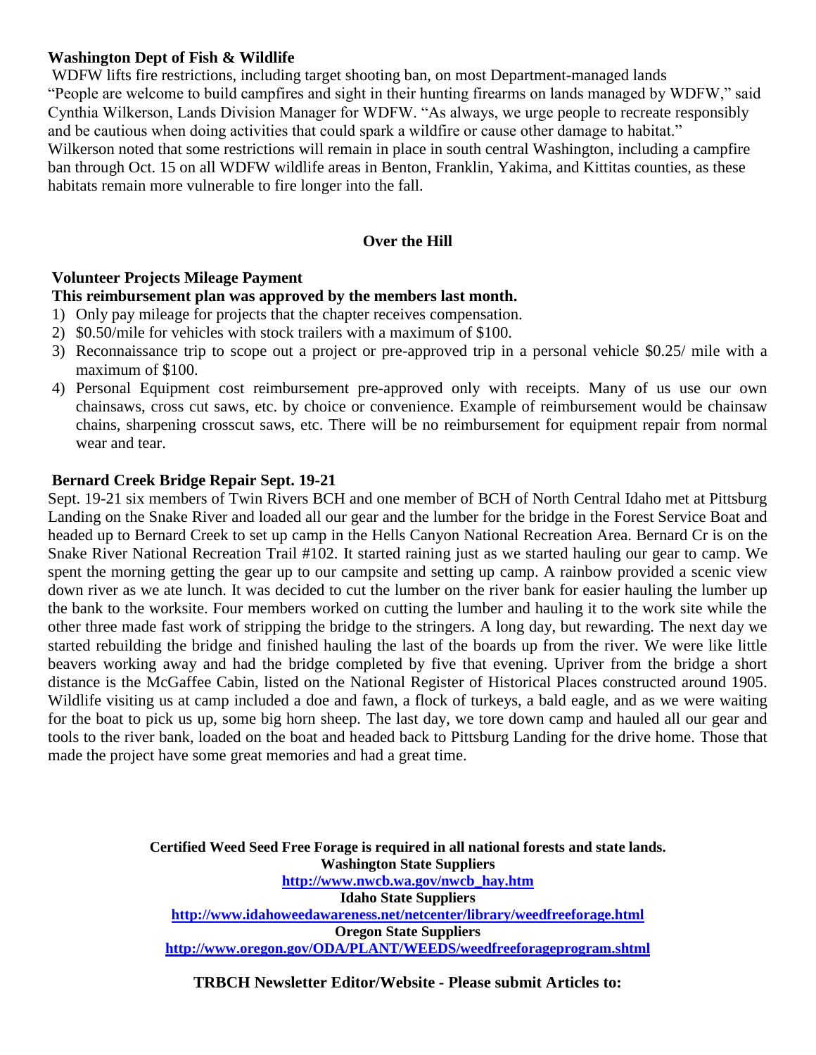**Washington Dept of Fish & Wildlife**

WDFW lifts fire restrictions, including target shooting ban, on most Department-managed lands

"People are welcome to build campfires and sight in their hunting firearms on lands managed by WDFW," said Cynthia Wilkerson, Lands Division Manager for WDFW. "As always, we urge people to recreate responsibly and be cautious when doing activities that could spark a wildfire or cause other damage to habitat."

Wilkerson noted that some restrictions will remain in place in south central Washington, including a campfire ban through Oct. 15 on all WDFW wildlife areas in Benton, Franklin, Yakima, and Kittitas counties, as these habitats remain more vulnerable to fire longer into the fall.

## Over the Hill

**Volunteer Projects Mileage Payment**

**This reimbursement plan was approved by the members last month.**

1) Only pay mileage for projects that the chapter receives compensation.
2) $0.50/mile for vehicles with stock trailers with a maximum of $100.
3) Reconnaissance trip to scope out a project or pre-approved trip in a personal vehicle $0.25/ mile with a maximum of $100.
4) Personal Equipment cost reimbursement pre-approved only with receipts. Many of us use our own chainsaws, cross cut saws, etc. by choice or convenience. Example of reimbursement would be chainsaw chains, sharpening crosscut saws, etc. There will be no reimbursement for equipment repair from normal wear and tear.

**Bernard Creek Bridge Repair Sept. 19-21**

Sept. 19-21 six members of Twin Rivers BCH and one member of BCH of North Central Idaho met at Pittsburg Landing on the Snake River and loaded all our gear and the lumber for the bridge in the Forest Service Boat and headed up to Bernard Creek to set up camp in the Hells Canyon National Recreation Area. Bernard Cr is on the Snake River National Recreation Trail #102. It started raining just as we started hauling our gear to camp. We spent the morning getting the gear up to our campsite and setting up camp. A rainbow provided a scenic view down river as we ate lunch. It was decided to cut the lumber on the river bank for easier hauling the lumber up the bank to the worksite. Four members worked on cutting the lumber and hauling it to the work site while the other three made fast work of stripping the bridge to the stringers. A long day, but rewarding. The next day we started rebuilding the bridge and finished hauling the last of the boards up from the river. We were like little beavers working away and had the bridge completed by five that evening. Upriver from the bridge a short distance is the McGaffee Cabin, listed on the National Register of Historical Places constructed around 1905. Wildlife visiting us at camp included a doe and fawn, a flock of turkeys, a bald eagle, and as we were waiting for the boat to pick us up, some big horn sheep. The last day, we tore down camp and hauled all our gear and tools to the river bank, loaded on the boat and headed back to Pittsburg Landing for the drive home. Those that made the project have some great memories and had a great time.

**Certified Weed Seed Free Forage is required in all national forests and state lands.**

**Washington State Suppliers**

http://www.nwcb.wa.gov/nwcb_hay.htm

**Idaho State Suppliers**

http://www.idahoweedawareness.net/netcenter/library/weedfreeforage.html

**Oregon State Suppliers**

http://www.oregon.gov/ODA/PLANT/WEEDS/weedfreeforageprogram.shtml

**TRBCH Newsletter Editor/Website - Please submit Articles to:**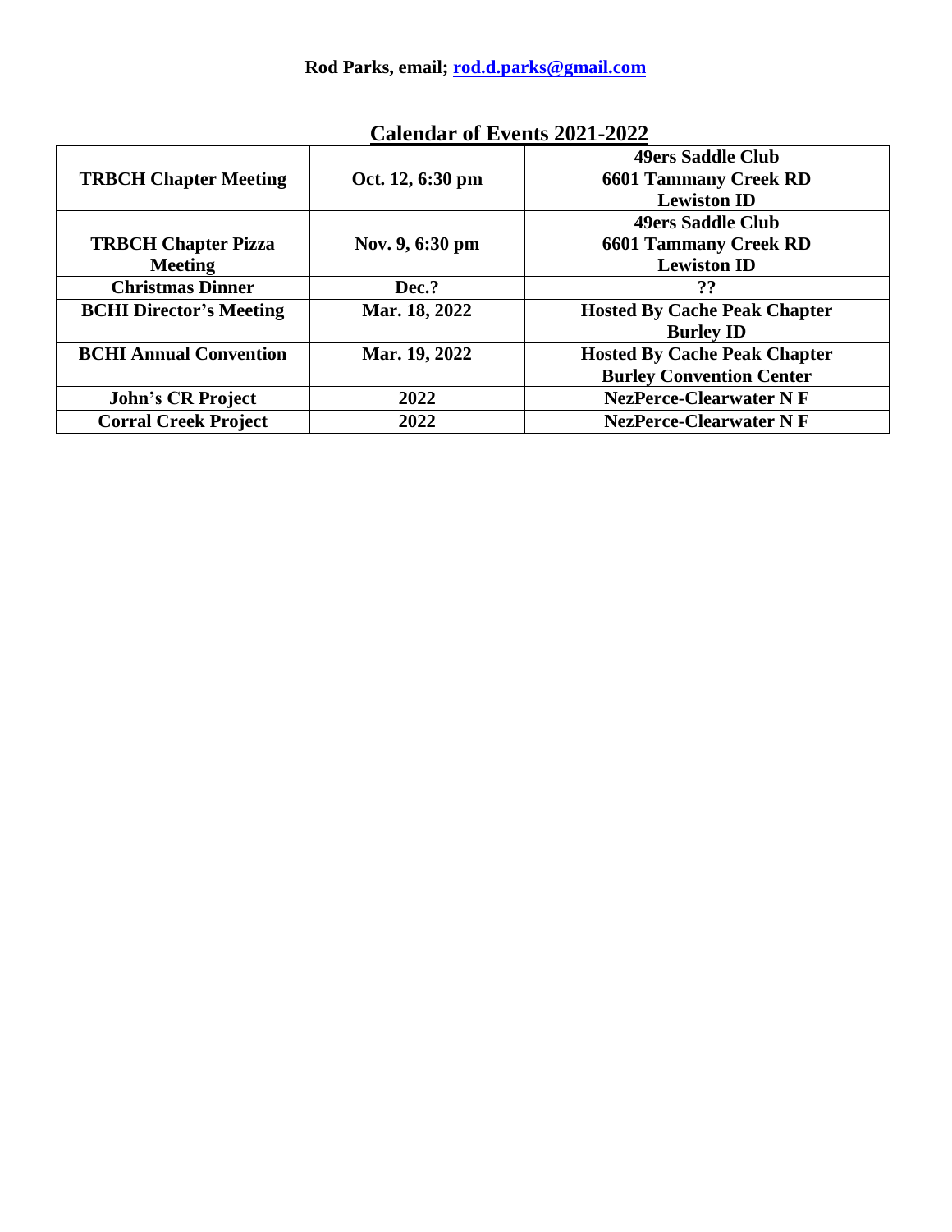**Rod Parks, email; [rod.d.parks@gmail.com](mailto:rod.d.parks@gmail.com)**

## Calendar of Events 2021-2022

| | | |
|---|---|---|
| **TRBCH Chapter Meeting** | **Oct. 12, 6:30 pm** | **49ers Saddle Club 6601 Tammany Creek RD Lewiston ID** |
| **TRBCH Chapter Pizza Meeting** | **Nov. 9, 6:30 pm** | **49ers Saddle Club 6601 Tammany Creek RD Lewiston ID** |
| **Christmas Dinner** | **Dec.?** | **??** |
| **BCHI Director's Meeting** | **Mar. 18, 2022** | **Hosted By Cache Peak Chapter Burley ID** |
| **BCHI Annual Convention** | **Mar. 19, 2022** | **Hosted By Cache Peak Chapter Burley Convention Center** |
| **John's CR Project** | **2022** | **NezPerce-Clearwater N F** |
| **Corral Creek Project** | **2022** | **NezPerce-Clearwater N F** |